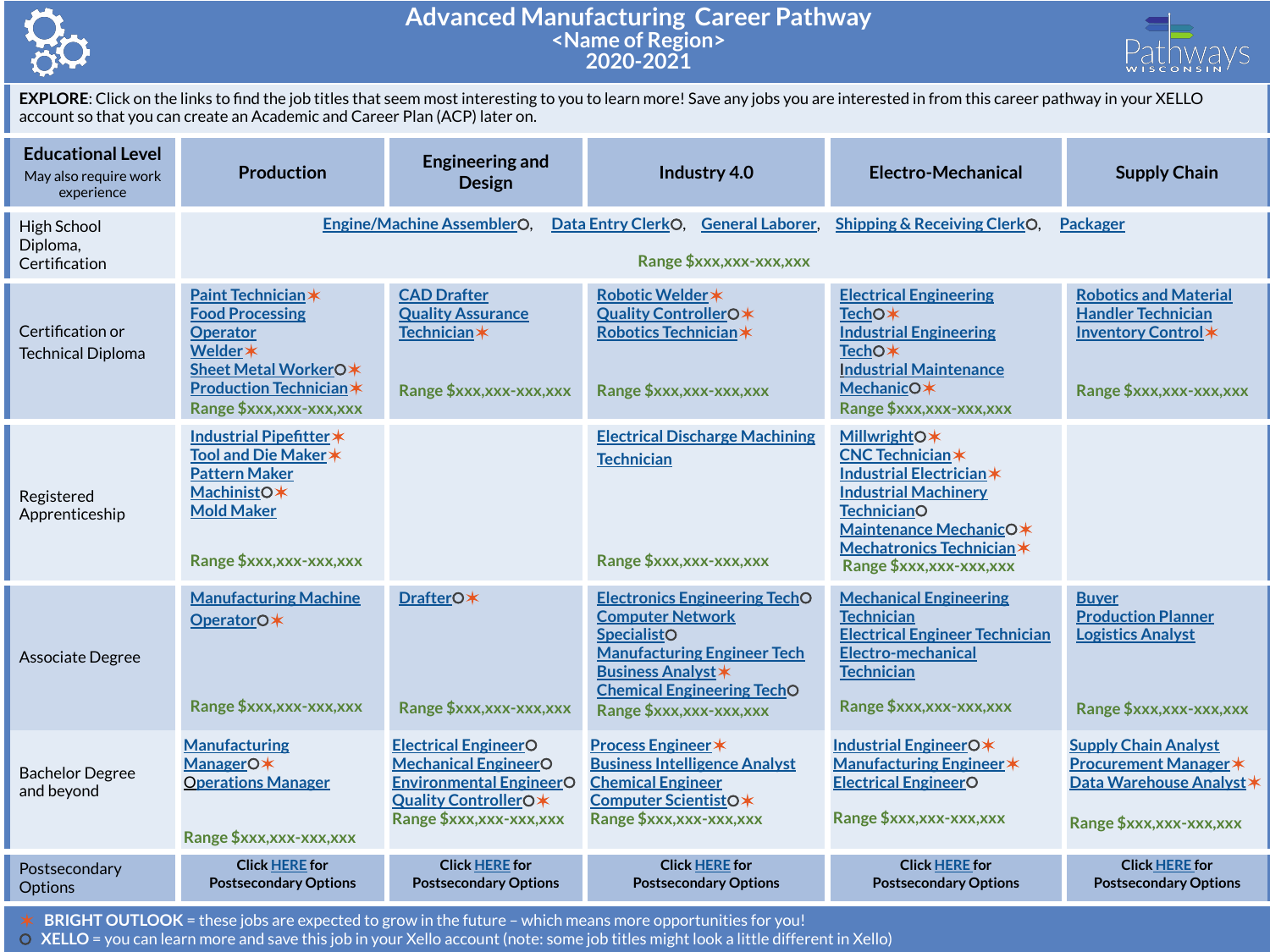# Advanced Manufacturing Career Pathway

## <Name of Region>

## 2020-2021

**EXPLORE**: Click on the links to find the job titles that seem most interesting to you to learn more! Save any jobs you are interested in from this career pathway in your XELLO account so that you can create an Academic and Career Plan (ACP) later on.

| Educational Level (May also require work experience) | Production | Engineering and Design | Industry 4.0 | Electro-Mechanical | Supply Chain |
|---|---|---|---|---|---|
| High School Diploma, Certification | Engine/Machine Assembler○, Data Entry Clerk○, General Laborer, Shipping & Receiving Clerk○, Packager<br>Range $xxx,xxx-xxx,xxx | | | | |
| Certification or Technical Diploma | Paint Technician✶<br>Food Processing Operator<br>Welder✶<br>Sheet Metal Worker○✶<br>Production Technician✶<br>Range $xxx,xxx-xxx,xxx | CAD Drafter<br>Quality Assurance Technician✶<br>Range $xxx,xxx-xxx,xxx | Robotic Welder✶<br>Quality Controller○✶<br>Robotics Technician✶<br>Range $xxx,xxx-xxx,xxx | Electrical Engineering Tech○✶<br>Industrial Engineering Tech○✶<br>Industrial Maintenance Mechanic○✶<br>Range $xxx,xxx-xxx,xxx | Robotics and Material Handler Technician<br>Inventory Control✶<br>Range $xxx,xxx-xxx,xxx |
| Registered Apprenticeship | Industrial Pipefitter✶<br>Tool and Die Maker✶<br>Pattern Maker<br>Machinist○✶<br>Mold Maker<br>Range $xxx,xxx-xxx,xxx | | Electrical Discharge Machining Technician<br>Range $xxx,xxx-xxx,xxx | Millwright○✶<br>CNC Technician✶<br>Industrial Electrician✶<br>Industrial Machinery Technician○<br>Maintenance Mechanic○✶<br>Mechatronics Technician✶<br>Range $xxx,xxx-xxx,xxx | |
| Associate Degree | Manufacturing Machine Operator○✶<br>Range $xxx,xxx-xxx,xxx | Drafter○✶<br>Range $xxx,xxx-xxx,xxx | Electronics Engineering Tech○<br>Computer Network Specialist○<br>Manufacturing Engineer Tech<br>Business Analyst✶<br>Chemical Engineering Tech○<br>Range $xxx,xxx-xxx,xxx | Mechanical Engineering Technician<br>Electrical Engineer Technician<br>Electro-mechanical Technician<br>Range $xxx,xxx-xxx,xxx | Buyer<br>Production Planner<br>Logistics Analyst<br>Range $xxx,xxx-xxx,xxx |
| Bachelor Degree and beyond | Manufacturing Manager○✶<br>Operations Manager<br>Range $xxx,xxx-xxx,xxx | Electrical Engineer○<br>Mechanical Engineer○<br>Environmental Engineer○<br>Quality Controller○✶<br>Range $xxx,xxx-xxx,xxx | Process Engineer✶<br>Business Intelligence Analyst<br>Chemical Engineer<br>Computer Scientist○✶<br>Range $xxx,xxx-xxx,xxx | Industrial Engineer○✶<br>Manufacturing Engineer✶<br>Electrical Engineer○<br>Range $xxx,xxx-xxx,xxx | Supply Chain Analyst<br>Procurement Manager✶<br>Data Warehouse Analyst✶<br>Range $xxx,xxx-xxx,xxx |
| Postsecondary Options | Click HERE for Postsecondary Options | Click HERE for Postsecondary Options | Click HERE for Postsecondary Options | Click HERE for Postsecondary Options | Click HERE for Postsecondary Options |

✶ **BRIGHT OUTLOOK** = these jobs are expected to grow in the future – which means more opportunities for you!

○ **XELLO** = you can learn more and save this job in your Xello account (note: some job titles might look a little different in Xello)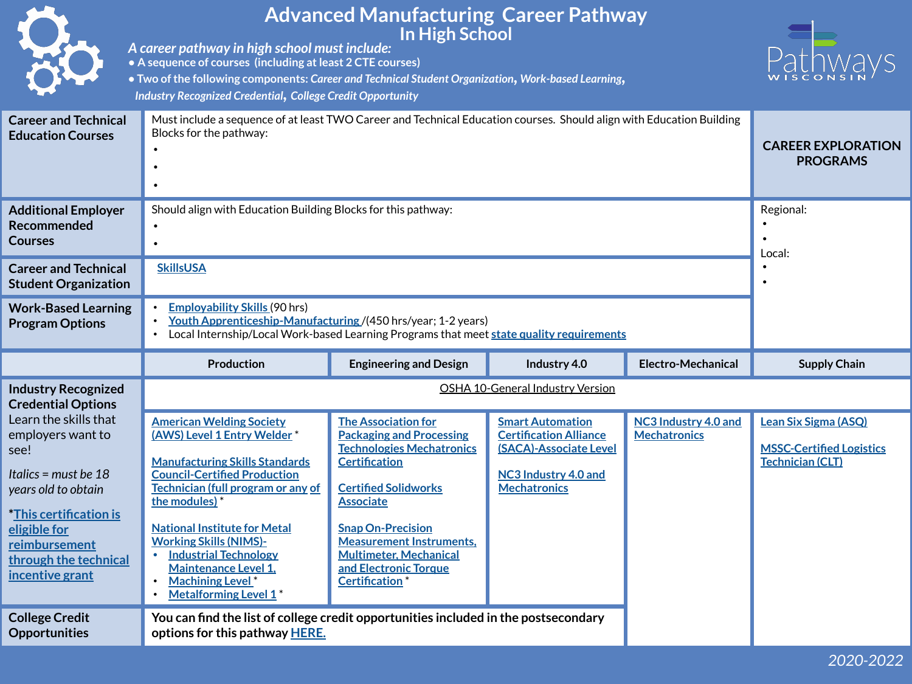# Advanced Manufacturing Career Pathway In High School

*A career pathway in high school must include:*

- A sequence of courses (including at least 2 CTE courses)
- Two of the following components: *Career and Technical Student Organization*, *Work-based Learning*, *Industry Recognized Credential*, *College Credit Opportunity*

Pathways WISCONSIN

| | | |
|---|---|---|
| **Career and Technical Education Courses** | Must include a sequence of at least TWO Career and Technical Education courses. Should align with Education Building Blocks for the pathway:<br>•<br>•<br>• | **CAREER EXPLORATION PROGRAMS** |
| **Additional Employer Recommended Courses** | Should align with Education Building Blocks for this pathway:<br>•<br>• | Regional:<br>•<br>•<br>Local:<br>•<br>• |
| **Career and Technical Student Organization** | SkillsUSA | |
| **Work-Based Learning Program Options** | • Employability Skills (90 hrs)<br>• Youth Apprenticeship-Manufacturing /(450 hrs/year; 1-2 years)<br>• Local Internship/Local Work-based Learning Programs that meet state quality requirements | |

| | Production | Engineering and Design | Industry 4.0 | Electro-Mechanical | Supply Chain |
|---|---|---|---|---|---|
| **Industry Recognized Credential Options**<br>Learn the skills that employers want to see!<br>*Italics = must be 18 years old to obtain*<br>*This certification is eligible for reimbursement through the technical incentive grant | OSHA 10-General Industry Version | | | | |
| | American Welding Society (AWS) Level 1 Entry Welder *<br><br>Manufacturing Skills Standards Council-Certified Production Technician (full program or any of the modules) *<br><br>National Institute for Metal Working Skills (NIMS)-<br>• Industrial Technology Maintenance Level 1,<br>• Machining Level *<br>• Metalforming Level 1 * | The Association for Packaging and Processing Technologies Mechatronics Certification<br><br>Certified Solidworks Associate<br><br>Snap On-Precision Measurement Instruments, Multimeter, Mechanical and Electronic Torque Certification * | Smart Automation Certification Alliance (SACA)-Associate Level<br><br>NC3 Industry 4.0 and Mechatronics | NC3 Industry 4.0 and Mechatronics | Lean Six Sigma (ASQ)<br><br>MSSC-Certified Logistics Technician (CLT) |
| **College Credit Opportunities** | **You can find the list of college credit opportunities included in the postsecondary options for this pathway HERE.** | | | | |

*2020-2022*